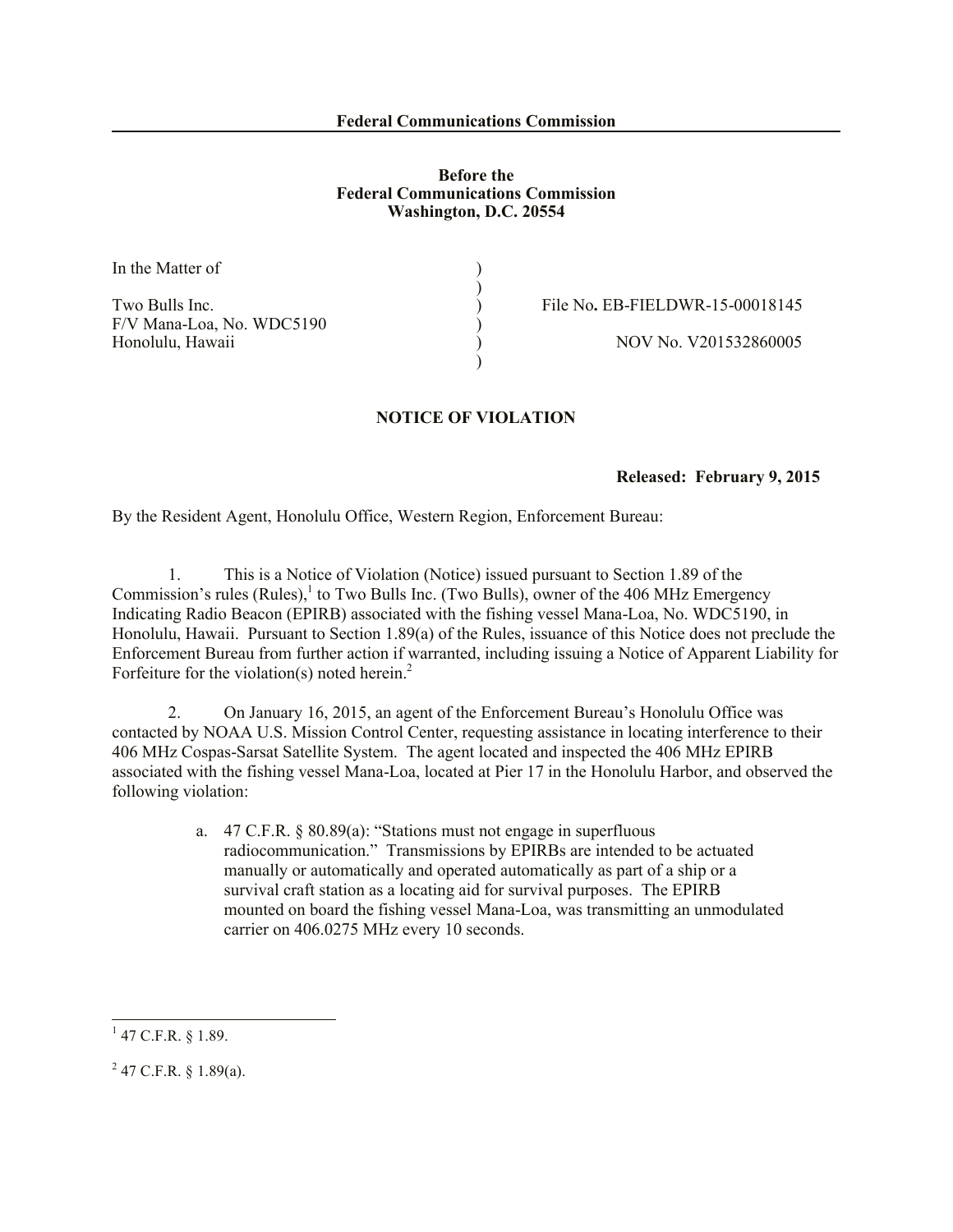**Federal Communications Commission**

**Before the**
**Federal Communications Commission**
**Washington, D.C. 20554**

| | | |
|---|---|---|
| In the Matter of | ) | |
| | ) | |
| Two Bulls Inc. | ) | File No. EB-FIELDWR-15-00018145 |
| F/V Mana-Loa, No. WDC5190 | ) | |
| Honolulu, Hawaii | ) | NOV No. V201532860005 |
| | ) | |

**NOTICE OF VIOLATION**

**Released: February 9, 2015**

By the Resident Agent, Honolulu Office, Western Region, Enforcement Bureau:

1. This is a Notice of Violation (Notice) issued pursuant to Section 1.89 of the Commission's rules (Rules),[1] to Two Bulls Inc. (Two Bulls), owner of the 406 MHz Emergency Indicating Radio Beacon (EPIRB) associated with the fishing vessel Mana-Loa, No. WDC5190, in Honolulu, Hawaii. Pursuant to Section 1.89(a) of the Rules, issuance of this Notice does not preclude the Enforcement Bureau from further action if warranted, including issuing a Notice of Apparent Liability for Forfeiture for the violation(s) noted herein.[2]

2. On January 16, 2015, an agent of the Enforcement Bureau's Honolulu Office was contacted by NOAA U.S. Mission Control Center, requesting assistance in locating interference to their 406 MHz Cospas-Sarsat Satellite System. The agent located and inspected the 406 MHz EPIRB associated with the fishing vessel Mana-Loa, located at Pier 17 in the Honolulu Harbor, and observed the following violation:

   a. 47 C.F.R. § 80.89(a): "Stations must not engage in superfluous radiocommunication." Transmissions by EPIRBs are intended to be actuated manually or automatically and operated automatically as part of a ship or a survival craft station as a locating aid for survival purposes. The EPIRB mounted on board the fishing vessel Mana-Loa, was transmitting an unmodulated carrier on 406.0275 MHz every 10 seconds.

---

[1] 47 C.F.R. § 1.89.

[2] 47 C.F.R. § 1.89(a).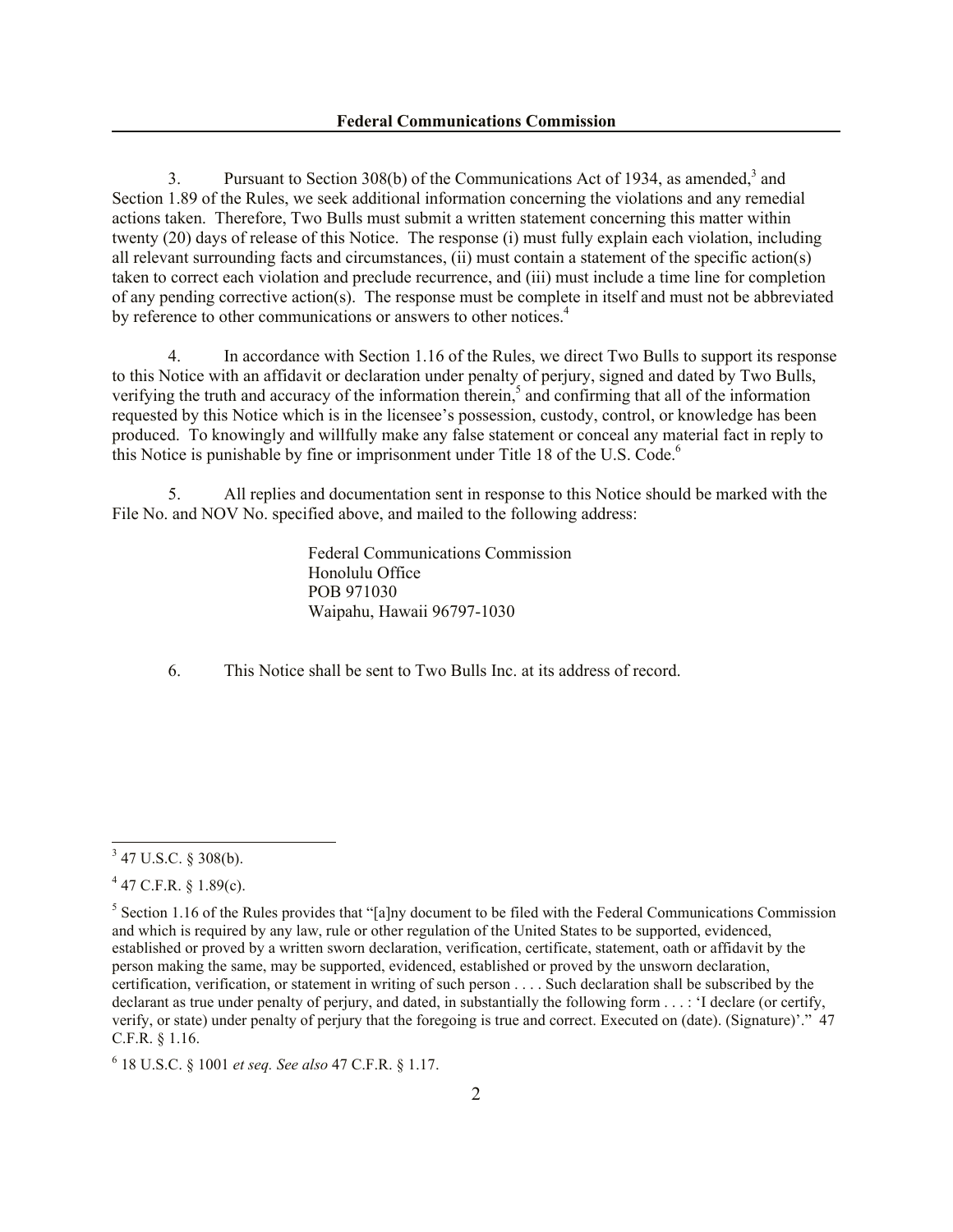3. Pursuant to Section 308(b) of the Communications Act of 1934, as amended,[3] and Section 1.89 of the Rules, we seek additional information concerning the violations and any remedial actions taken. Therefore, Two Bulls must submit a written statement concerning this matter within twenty (20) days of release of this Notice. The response (i) must fully explain each violation, including all relevant surrounding facts and circumstances, (ii) must contain a statement of the specific action(s) taken to correct each violation and preclude recurrence, and (iii) must include a time line for completion of any pending corrective action(s). The response must be complete in itself and must not be abbreviated by reference to other communications or answers to other notices.[4]

4. In accordance with Section 1.16 of the Rules, we direct Two Bulls to support its response to this Notice with an affidavit or declaration under penalty of perjury, signed and dated by Two Bulls, verifying the truth and accuracy of the information therein,[5] and confirming that all of the information requested by this Notice which is in the licensee's possession, custody, control, or knowledge has been produced. To knowingly and willfully make any false statement or conceal any material fact in reply to this Notice is punishable by fine or imprisonment under Title 18 of the U.S. Code.[6]

5. All replies and documentation sent in response to this Notice should be marked with the File No. and NOV No. specified above, and mailed to the following address:

> Federal Communications Commission
> Honolulu Office
> POB 971030
> Waipahu, Hawaii 96797-1030

6. This Notice shall be sent to Two Bulls Inc. at its address of record.

---

[3] 47 U.S.C. § 308(b).

[4] 47 C.F.R. § 1.89(c).

[5] Section 1.16 of the Rules provides that "[a]ny document to be filed with the Federal Communications Commission and which is required by any law, rule or other regulation of the United States to be supported, evidenced, established or proved by a written sworn declaration, verification, certificate, statement, oath or affidavit by the person making the same, may be supported, evidenced, established or proved by the unsworn declaration, certification, verification, or statement in writing of such person . . . . Such declaration shall be subscribed by the declarant as true under penalty of perjury, and dated, in substantially the following form . . . : 'I declare (or certify, verify, or state) under penalty of perjury that the foregoing is true and correct. Executed on (date). (Signature)'." 47 C.F.R. § 1.16.

[6] 18 U.S.C. § 1001 *et seq. See also* 47 C.F.R. § 1.17.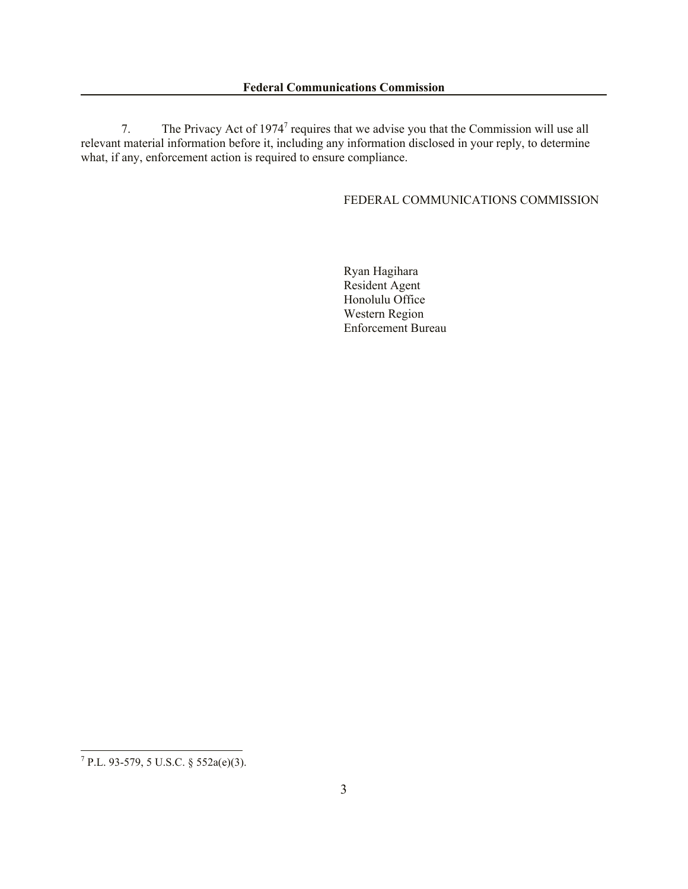7. The Privacy Act of 1974[7] requires that we advise you that the Commission will use all relevant material information before it, including any information disclosed in your reply, to determine what, if any, enforcement action is required to ensure compliance.

FEDERAL COMMUNICATIONS COMMISSION

Ryan Hagihara
Resident Agent
Honolulu Office
Western Region
Enforcement Bureau

---

[7] P.L. 93-579, 5 U.S.C. § 552a(e)(3).